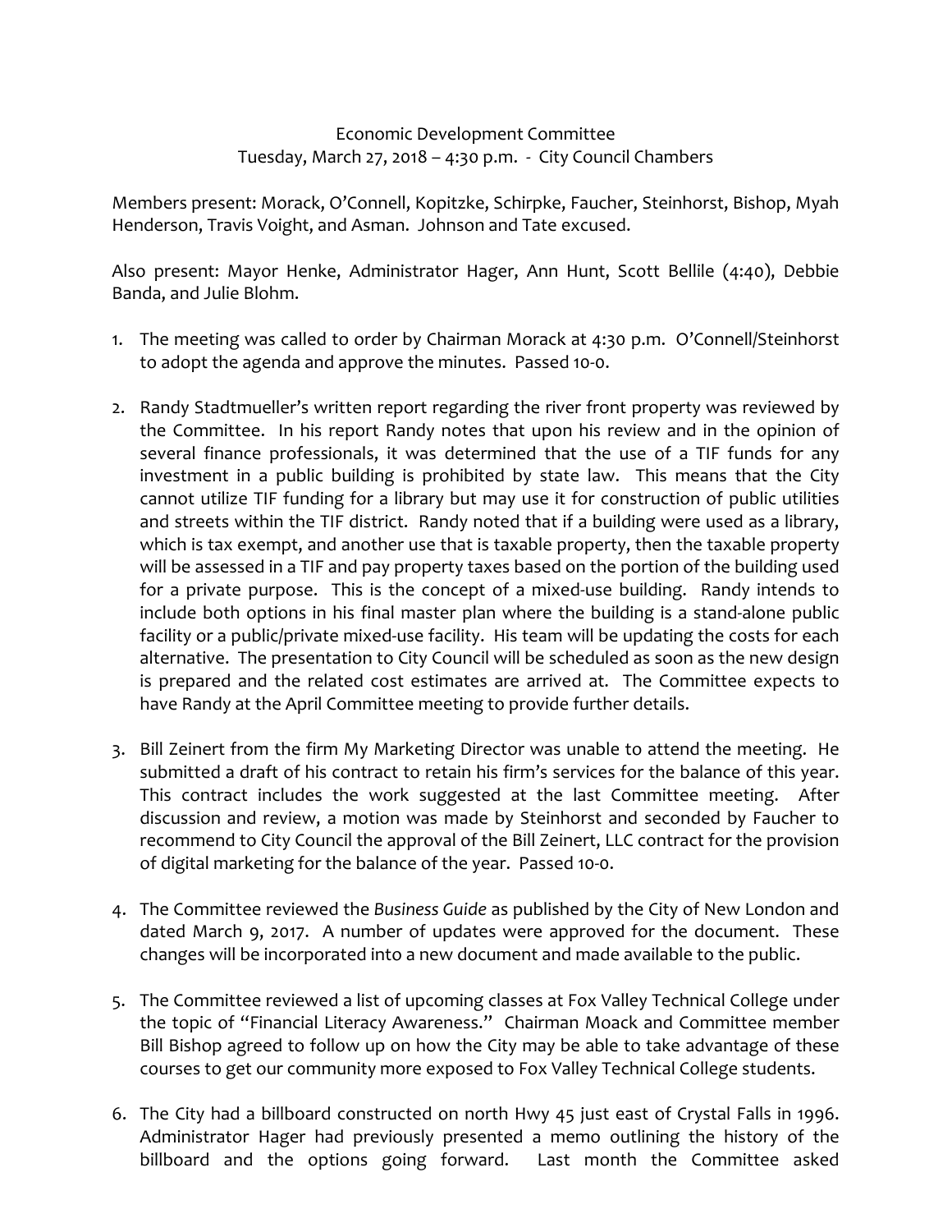Economic Development Committee
Tuesday, March 27, 2018 – 4:30 p.m. - City Council Chambers

Members present: Morack, O'Connell, Kopitzke, Schirpke, Faucher, Steinhorst, Bishop, Myah Henderson, Travis Voight, and Asman. Johnson and Tate excused.

Also present: Mayor Henke, Administrator Hager, Ann Hunt, Scott Bellile (4:40), Debbie Banda, and Julie Blohm.

1. The meeting was called to order by Chairman Morack at 4:30 p.m. O'Connell/Steinhorst to adopt the agenda and approve the minutes. Passed 10-0.

2. Randy Stadtmueller's written report regarding the river front property was reviewed by the Committee. In his report Randy notes that upon his review and in the opinion of several finance professionals, it was determined that the use of a TIF funds for any investment in a public building is prohibited by state law. This means that the City cannot utilize TIF funding for a library but may use it for construction of public utilities and streets within the TIF district. Randy noted that if a building were used as a library, which is tax exempt, and another use that is taxable property, then the taxable property will be assessed in a TIF and pay property taxes based on the portion of the building used for a private purpose. This is the concept of a mixed-use building. Randy intends to include both options in his final master plan where the building is a stand-alone public facility or a public/private mixed-use facility. His team will be updating the costs for each alternative. The presentation to City Council will be scheduled as soon as the new design is prepared and the related cost estimates are arrived at. The Committee expects to have Randy at the April Committee meeting to provide further details.

3. Bill Zeinert from the firm My Marketing Director was unable to attend the meeting. He submitted a draft of his contract to retain his firm's services for the balance of this year. This contract includes the work suggested at the last Committee meeting. After discussion and review, a motion was made by Steinhorst and seconded by Faucher to recommend to City Council the approval of the Bill Zeinert, LLC contract for the provision of digital marketing for the balance of the year. Passed 10-0.

4. The Committee reviewed the *Business Guide* as published by the City of New London and dated March 9, 2017. A number of updates were approved for the document. These changes will be incorporated into a new document and made available to the public.

5. The Committee reviewed a list of upcoming classes at Fox Valley Technical College under the topic of "Financial Literacy Awareness." Chairman Moack and Committee member Bill Bishop agreed to follow up on how the City may be able to take advantage of these courses to get our community more exposed to Fox Valley Technical College students.

6. The City had a billboard constructed on north Hwy 45 just east of Crystal Falls in 1996. Administrator Hager had previously presented a memo outlining the history of the billboard and the options going forward. Last month the Committee asked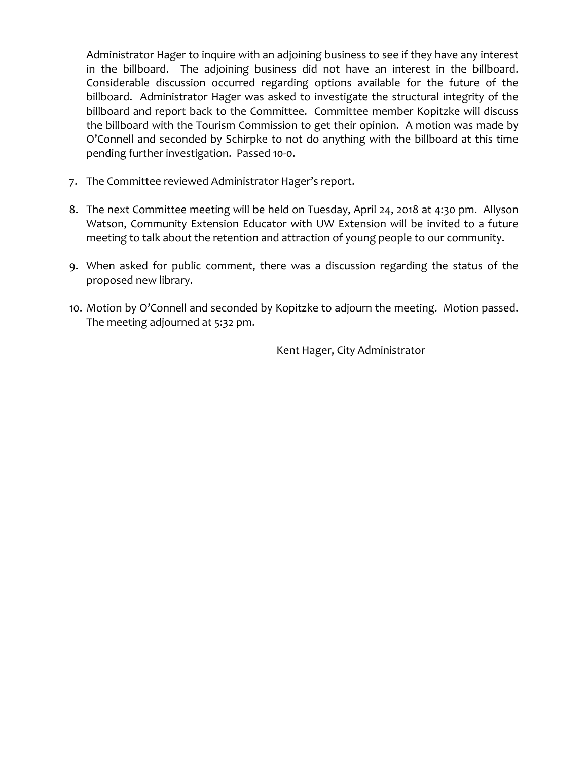Administrator Hager to inquire with an adjoining business to see if they have any interest in the billboard. The adjoining business did not have an interest in the billboard. Considerable discussion occurred regarding options available for the future of the billboard. Administrator Hager was asked to investigate the structural integrity of the billboard and report back to the Committee. Committee member Kopitzke will discuss the billboard with the Tourism Commission to get their opinion. A motion was made by O'Connell and seconded by Schirpke to not do anything with the billboard at this time pending further investigation. Passed 10-0.

7. The Committee reviewed Administrator Hager's report.

8. The next Committee meeting will be held on Tuesday, April 24, 2018 at 4:30 pm. Allyson Watson, Community Extension Educator with UW Extension will be invited to a future meeting to talk about the retention and attraction of young people to our community.

9. When asked for public comment, there was a discussion regarding the status of the proposed new library.

10. Motion by O'Connell and seconded by Kopitzke to adjourn the meeting. Motion passed. The meeting adjourned at 5:32 pm.

Kent Hager, City Administrator